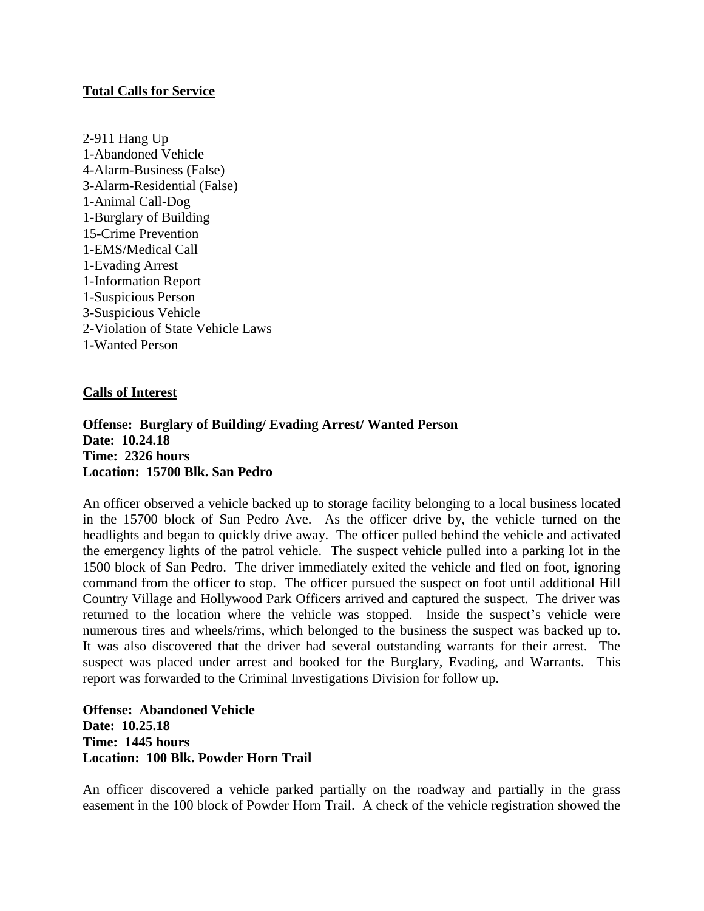**Total Calls for Service**

2-911 Hang Up
1-Abandoned Vehicle
4-Alarm-Business (False)
3-Alarm-Residential (False)
1-Animal Call-Dog
1-Burglary of Building
15-Crime Prevention
1-EMS/Medical Call
1-Evading Arrest
1-Information Report
1-Suspicious Person
3-Suspicious Vehicle
2-Violation of State Vehicle Laws
1-Wanted Person

**Calls of Interest**

**Offense: Burglary of Building/ Evading Arrest/ Wanted Person**
**Date: 10.24.18**
**Time: 2326 hours**
**Location: 15700 Blk. San Pedro**

An officer observed a vehicle backed up to storage facility belonging to a local business located in the 15700 block of San Pedro Ave. As the officer drive by, the vehicle turned on the headlights and began to quickly drive away. The officer pulled behind the vehicle and activated the emergency lights of the patrol vehicle. The suspect vehicle pulled into a parking lot in the 1500 block of San Pedro. The driver immediately exited the vehicle and fled on foot, ignoring command from the officer to stop. The officer pursued the suspect on foot until additional Hill Country Village and Hollywood Park Officers arrived and captured the suspect. The driver was returned to the location where the vehicle was stopped. Inside the suspect's vehicle were numerous tires and wheels/rims, which belonged to the business the suspect was backed up to. It was also discovered that the driver had several outstanding warrants for their arrest. The suspect was placed under arrest and booked for the Burglary, Evading, and Warrants. This report was forwarded to the Criminal Investigations Division for follow up.

**Offense: Abandoned Vehicle**
**Date: 10.25.18**
**Time: 1445 hours**
**Location: 100 Blk. Powder Horn Trail**

An officer discovered a vehicle parked partially on the roadway and partially in the grass easement in the 100 block of Powder Horn Trail. A check of the vehicle registration showed the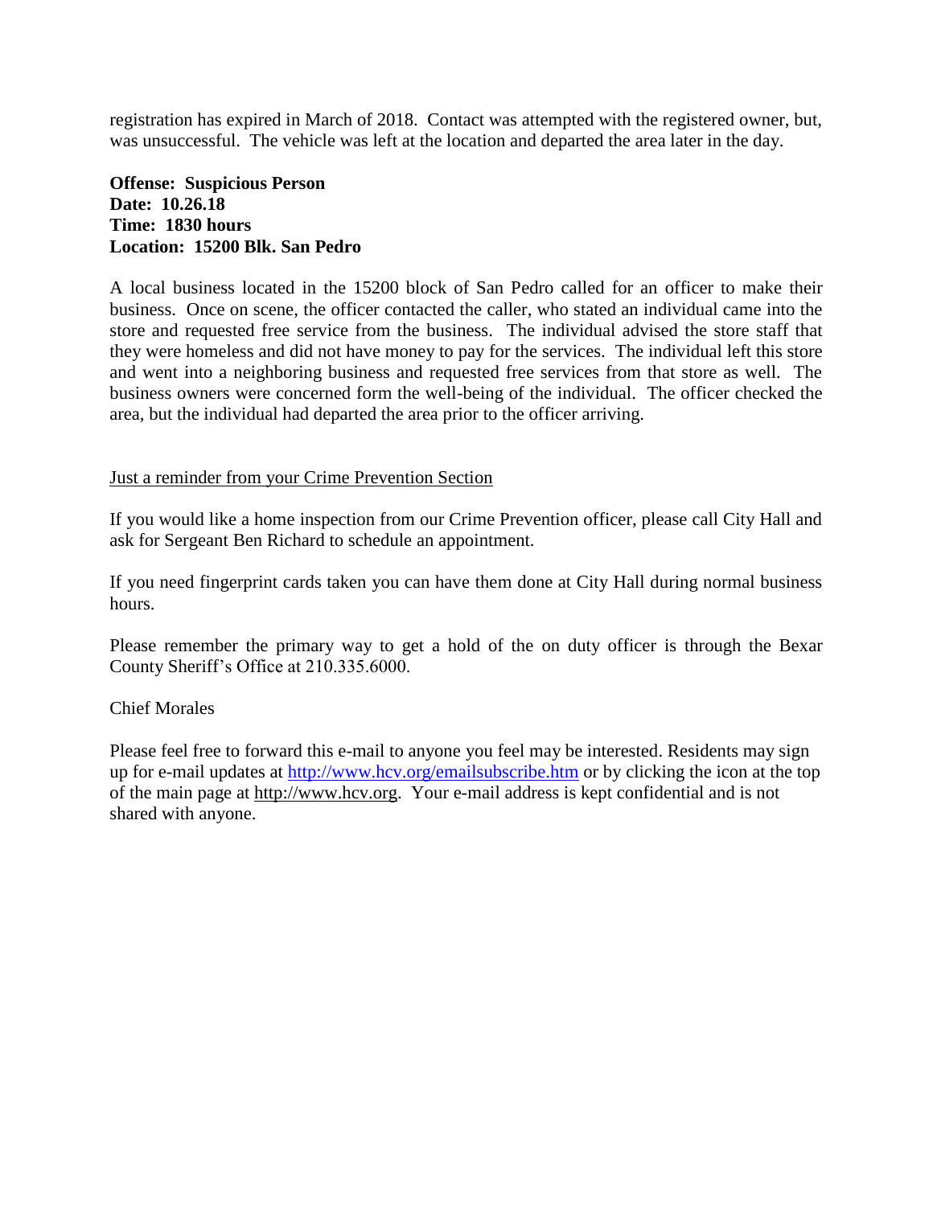registration has expired in March of 2018. Contact was attempted with the registered owner, but, was unsuccessful. The vehicle was left at the location and departed the area later in the day.

**Offense: Suspicious Person**
**Date: 10.26.18**
**Time: 1830 hours**
**Location: 15200 Blk. San Pedro**

A local business located in the 15200 block of San Pedro called for an officer to make their business. Once on scene, the officer contacted the caller, who stated an individual came into the store and requested free service from the business. The individual advised the store staff that they were homeless and did not have money to pay for the services. The individual left this store and went into a neighboring business and requested free services from that store as well. The business owners were concerned form the well-being of the individual. The officer checked the area, but the individual had departed the area prior to the officer arriving.

Just a reminder from your Crime Prevention Section

If you would like a home inspection from our Crime Prevention officer, please call City Hall and ask for Sergeant Ben Richard to schedule an appointment.

If you need fingerprint cards taken you can have them done at City Hall during normal business hours.

Please remember the primary way to get a hold of the on duty officer is through the Bexar County Sheriff's Office at 210.335.6000.

Chief Morales

Please feel free to forward this e-mail to anyone you feel may be interested. Residents may sign up for e-mail updates at http://www.hcv.org/emailsubscribe.htm or by clicking the icon at the top of the main page at http://www.hcv.org. Your e-mail address is kept confidential and is not shared with anyone.